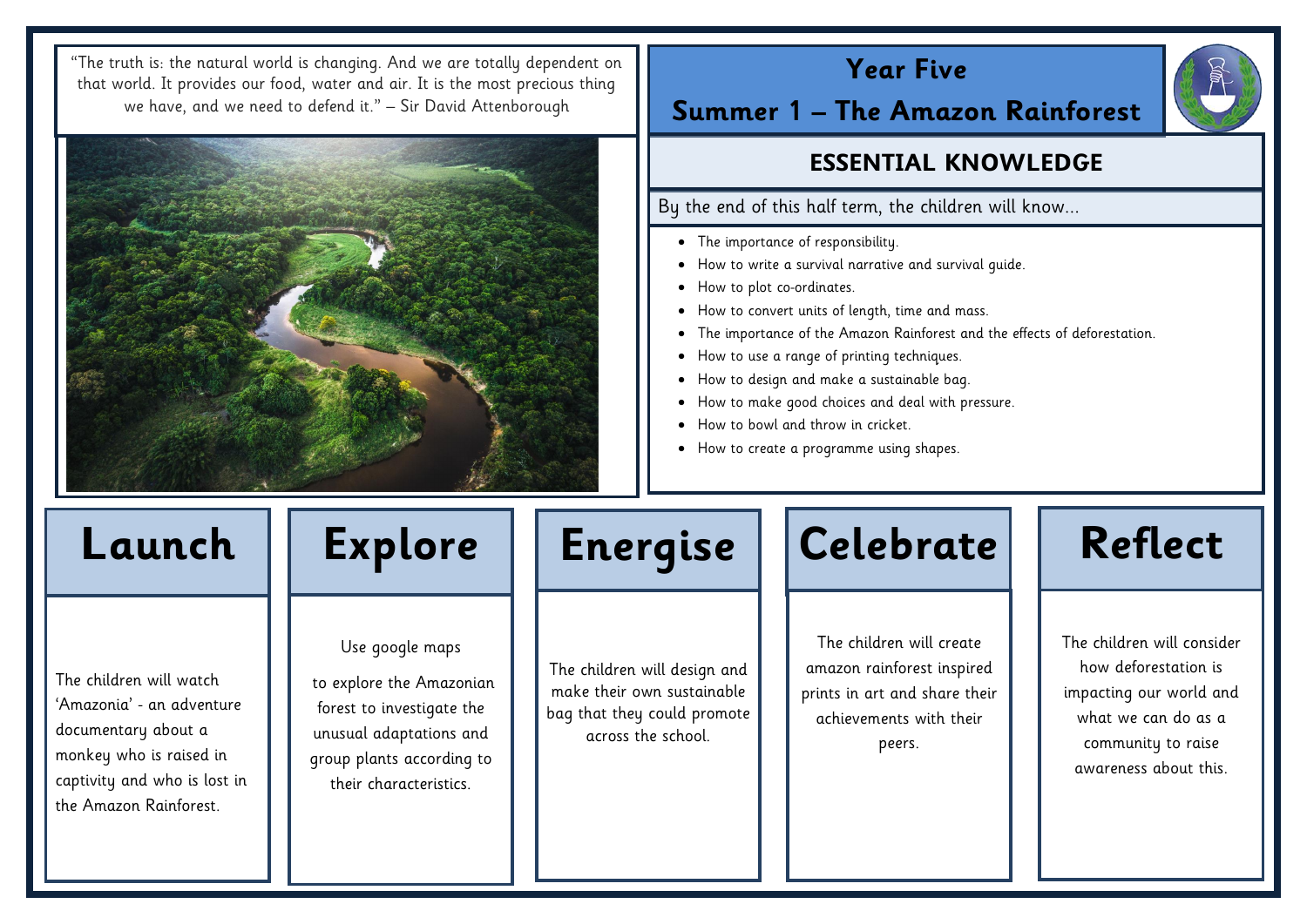"The truth is: the natural world is changing. And we are totally dependent on that world. It provides our food, water and air. It is the most precious thing we have, and we need to defend it." – Sir David Attenborough

# Year Five

## Summer 1 – The Amazon Rainforest

## ESSENTIAL KNOWLEDGE

By the end of this half term, the children will know...

- The importance of responsibility.
- How to write a survival narrative and survival guide.
- How to plot co-ordinates.
- How to convert units of length, time and mass.
- The importance of the Amazon Rainforest and the effects of deforestation.
- How to use a range of printing techniques.
- How to design and make a sustainable bag.
- How to make good choices and deal with pressure.
- How to bowl and throw in cricket.
- How to create a programme using shapes.

## Launch

The children will watch 'Amazonia' - an adventure documentary about a monkey who is raised in captivity and who is lost in the Amazon Rainforest.

## Explore

Use google maps to explore the Amazonian forest to investigate the unusual adaptations and group plants according to their characteristics.

## Energise

The children will design and make their own sustainable bag that they could promote across the school.

## Celebrate

The children will create amazon rainforest inspired prints in art and share their achievements with their peers.

## Reflect

The children will consider how deforestation is impacting our world and what we can do as a community to raise awareness about this.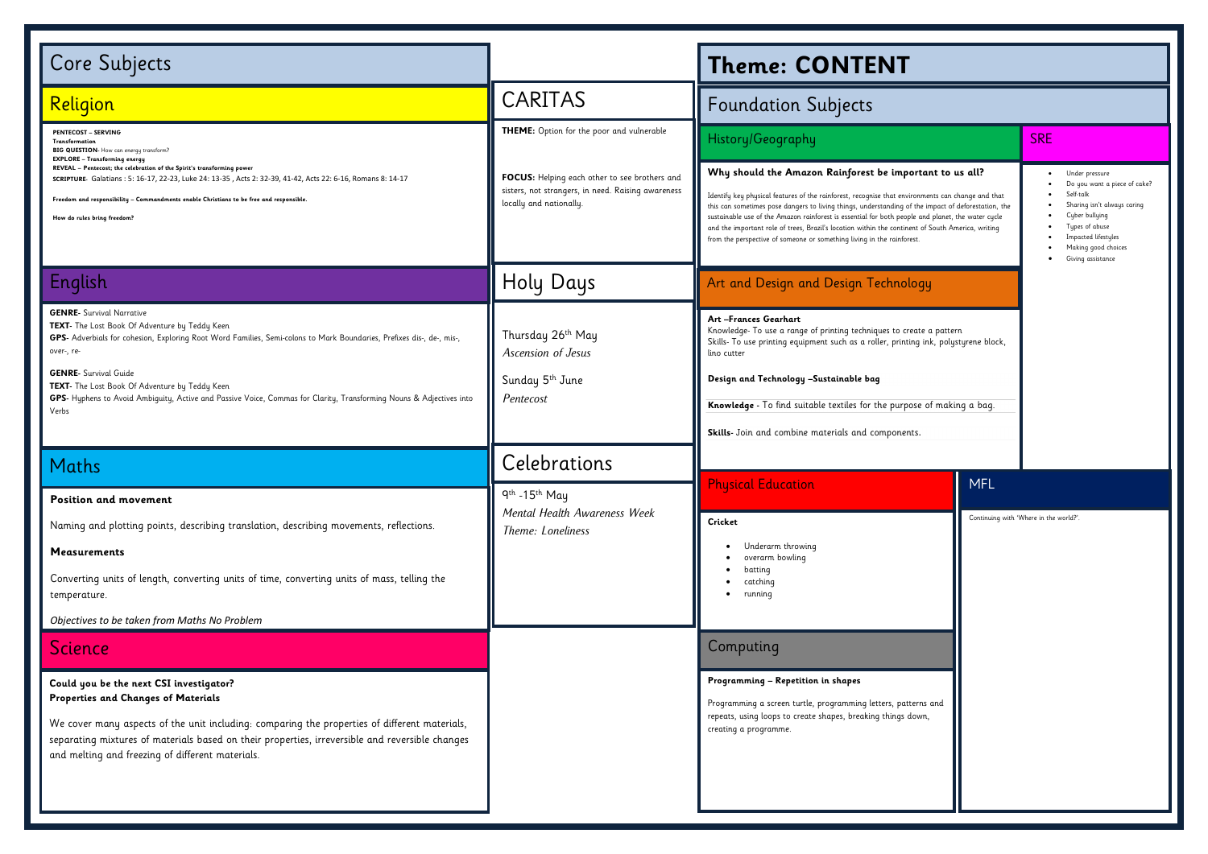# Core Subjects

## Religion

**PENTECOST – SERVING**
**Transformation**
**BIG QUESTION**- How can energy transform?
**EXPLORE – Transforming energy**
**REVEAL – Pentecost; the celebration of the Spirit's transforming power**
**SCRIPTURE**- Galatians : 5: 16-17, 22-23, Luke 24: 13-35 , Acts 2: 32-39, 41-42, Acts 22: 6-16, Romans 8: 14-17

**Freedom and responsibility – Commandments enable Christians to be free and responsible.**

**How do rules bring freedom?**

## English

**GENRE**- Survival Narrative
**TEXT**- The Lost Book Of Adventure by Teddy Keen
**GPS**- Adverbials for cohesion, Exploring Root Word Families, Semi-colons to Mark Boundaries, Prefixes dis-, de-, mis-, over-, re-

**GENRE**- Survival Guide
**TEXT**- The Lost Book Of Adventure by Teddy Keen
**GPS**- Hyphens to Avoid Ambiguity, Active and Passive Voice, Commas for Clarity, Transforming Nouns & Adjectives into Verbs

## Maths

**Position and movement**

Naming and plotting points, describing translation, describing movements, reflections.

**Measurements**

Converting units of length, converting units of time, converting units of mass, telling the temperature.

*Objectives to be taken from Maths No Problem*

## Science

**Could you be the next CSI investigator?**
**Properties and Changes of Materials**

We cover many aspects of the unit including: comparing the properties of different materials, separating mixtures of materials based on their properties, irreversible and reversible changes and melting and freezing of different materials.

## CARITAS

**THEME:** Option for the poor and vulnerable

**FOCUS:** Helping each other to see brothers and sisters, not strangers, in need. Raising awareness locally and nationally.

## Holy Days

Thursday 26th May
*Ascension of Jesus*

Sunday 5th June
*Pentecost*

## Celebrations

9th -15th May
*Mental Health Awareness Week*
*Theme: Loneliness*

# Theme: CONTENT

# Foundation Subjects

## History/Geography

**Why should the Amazon Rainforest be important to us all?**

Identify key physical features of the rainforest, recognise that environments can change and that this can sometimes pose dangers to living things, understanding of the impact of deforestation, the sustainable use of the Amazon rainforest is essential for both people and planet, the water cycle and the important role of trees, Brazil's location within the continent of South America, writing from the perspective of someone or something living in the rainforest.

## SRE

- Under pressure
- Do you want a piece of cake?
- Self-talk
- Sharing isn't always caring
- Cyber bullying
- Types of abuse
- Impacted lifestyles
- Making good choices
- Giving assistance

## Art and Design and Design Technology

**Art –Frances Gearhart**
Knowledge- To use a range of printing techniques to create a pattern
Skills- To use printing equipment such as a roller, printing ink, polystyrene block, lino cutter

**Design and Technology –Sustainable bag**

**Knowledge** - To find suitable textiles for the purpose of making a bag.

**Skills**- Join and combine materials and components.

## Physical Education

**Cricket**

- Underarm throwing
- overarm bowling
- batting
- catching
- running

## MFL

Continuing with 'Where in the world?'.

## Computing

**Programming – Repetition in shapes**

Programming a screen turtle, programming letters, patterns and repeats, using loops to create shapes, breaking things down, creating a programme.